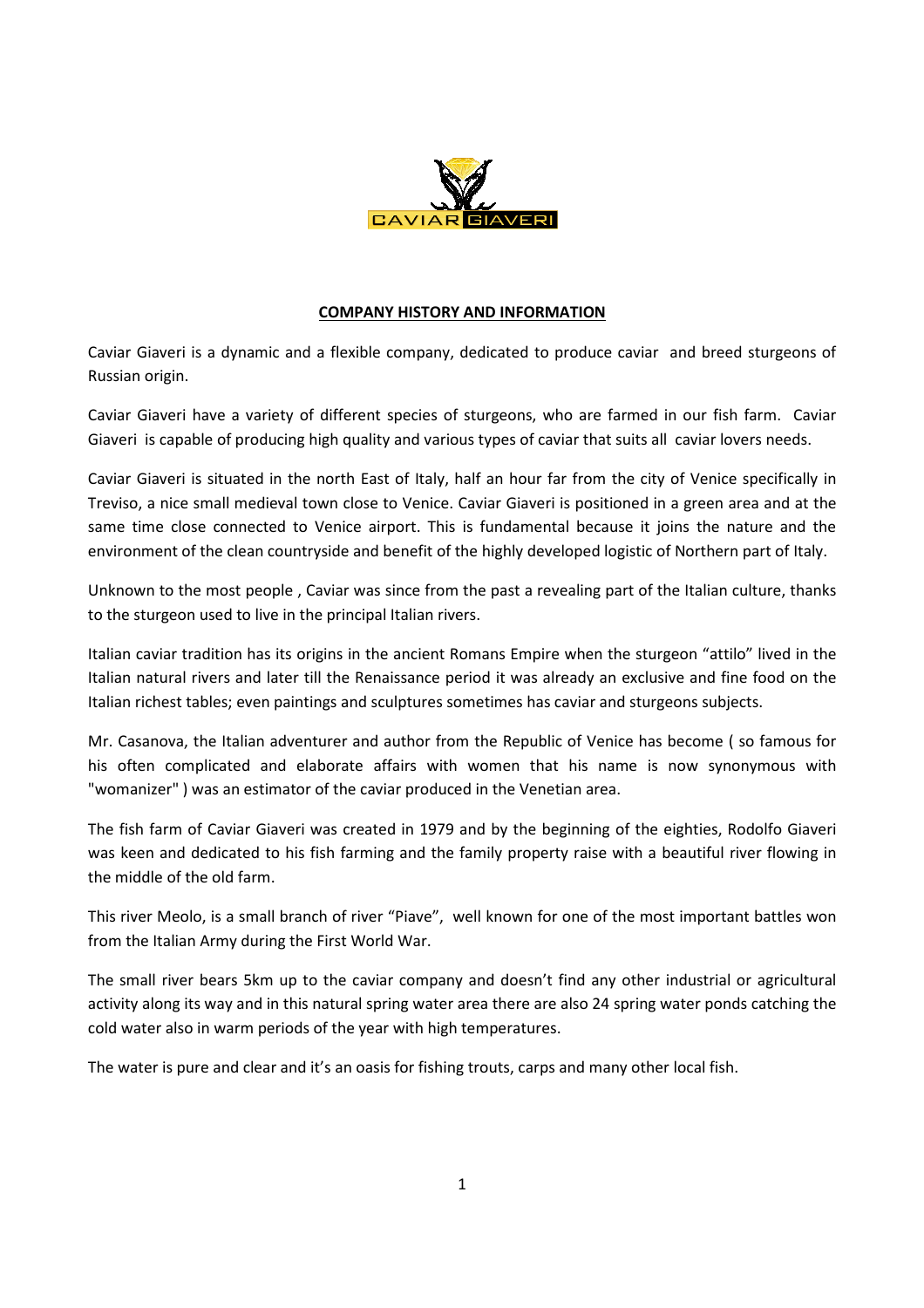CAVIAR GIAVERI

## COMPANY HISTORY AND INFORMATION

Caviar Giaveri is a dynamic and a flexible company, dedicated to produce caviar and breed sturgeons of Russian origin.

Caviar Giaveri have a variety of different species of sturgeons, who are farmed in our fish farm. Caviar Giaveri is capable of producing high quality and various types of caviar that suits all caviar lovers needs.

Caviar Giaveri is situated in the north East of Italy, half an hour far from the city of Venice specifically in Treviso, a nice small medieval town close to Venice. Caviar Giaveri is positioned in a green area and at the same time close connected to Venice airport. This is fundamental because it joins the nature and the environment of the clean countryside and benefit of the highly developed logistic of Northern part of Italy.

Unknown to the most people , Caviar was since from the past a revealing part of the Italian culture, thanks to the sturgeon used to live in the principal Italian rivers.

Italian caviar tradition has its origins in the ancient Romans Empire when the sturgeon "attilo" lived in the Italian natural rivers and later till the Renaissance period it was already an exclusive and fine food on the Italian richest tables; even paintings and sculptures sometimes has caviar and sturgeons subjects.

Mr. Casanova, the Italian adventurer and author from the Republic of Venice has become ( so famous for his often complicated and elaborate affairs with women that his name is now synonymous with "womanizer" ) was an estimator of the caviar produced in the Venetian area.

The fish farm of Caviar Giaveri was created in 1979 and by the beginning of the eighties, Rodolfo Giaveri was keen and dedicated to his fish farming and the family property raise with a beautiful river flowing in the middle of the old farm.

This river Meolo, is a small branch of river "Piave", well known for one of the most important battles won from the Italian Army during the First World War.

The small river bears 5km up to the caviar company and doesn't find any other industrial or agricultural activity along its way and in this natural spring water area there are also 24 spring water ponds catching the cold water also in warm periods of the year with high temperatures.

The water is pure and clear and it's an oasis for fishing trouts, carps and many other local fish.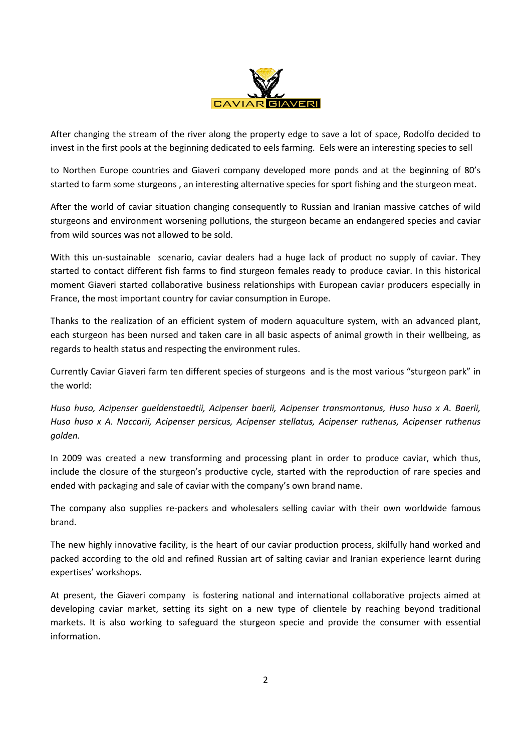After changing the stream of the river along the property edge to save a lot of space, Rodolfo decided to invest in the first pools at the beginning dedicated to eels farming. Eels were an interesting species to sell

to Northen Europe countries and Giaveri company developed more ponds and at the beginning of 80's started to farm some sturgeons , an interesting alternative species for sport fishing and the sturgeon meat.

After the world of caviar situation changing consequently to Russian and Iranian massive catches of wild sturgeons and environment worsening pollutions, the sturgeon became an endangered species and caviar from wild sources was not allowed to be sold.

With this un-sustainable scenario, caviar dealers had a huge lack of product no supply of caviar. They started to contact different fish farms to find sturgeon females ready to produce caviar. In this historical moment Giaveri started collaborative business relationships with European caviar producers especially in France, the most important country for caviar consumption in Europe.

Thanks to the realization of an efficient system of modern aquaculture system, with an advanced plant, each sturgeon has been nursed and taken care in all basic aspects of animal growth in their wellbeing, as regards to health status and respecting the environment rules.

Currently Caviar Giaveri farm ten different species of sturgeons and is the most various "sturgeon park" in the world:

*Huso huso, Acipenser gueldenstaedtii, Acipenser baerii, Acipenser transmontanus, Huso huso x A. Baerii, Huso huso x A. Naccarii, Acipenser persicus, Acipenser stellatus, Acipenser ruthenus, Acipenser ruthenus golden.*

In 2009 was created a new transforming and processing plant in order to produce caviar, which thus, include the closure of the sturgeon's productive cycle, started with the reproduction of rare species and ended with packaging and sale of caviar with the company's own brand name.

The company also supplies re-packers and wholesalers selling caviar with their own worldwide famous brand.

The new highly innovative facility, is the heart of our caviar production process, skilfully hand worked and packed according to the old and refined Russian art of salting caviar and Iranian experience learnt during expertises' workshops.

At present, the Giaveri company is fostering national and international collaborative projects aimed at developing caviar market, setting its sight on a new type of clientele by reaching beyond traditional markets. It is also working to safeguard the sturgeon specie and provide the consumer with essential information.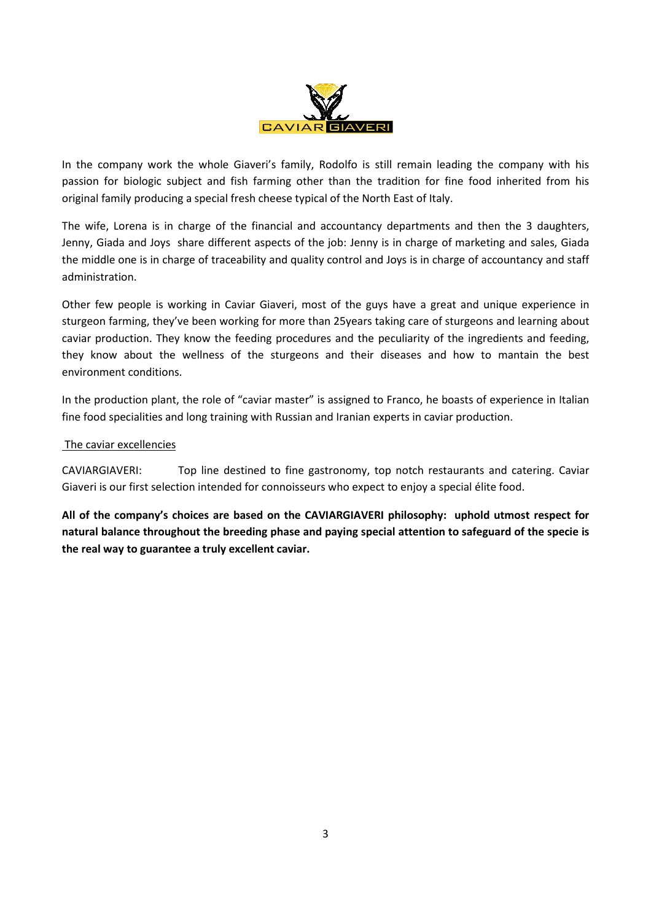In the company work the whole Giaveri's family, Rodolfo is still remain leading the company with his passion for biologic subject and fish farming other than the tradition for fine food inherited from his original family producing a special fresh cheese typical of the North East of Italy.

The wife, Lorena is in charge of the financial and accountancy departments and then the 3 daughters, Jenny, Giada and Joys share different aspects of the job: Jenny is in charge of marketing and sales, Giada the middle one is in charge of traceability and quality control and Joys is in charge of accountancy and staff administration.

Other few people is working in Caviar Giaveri, most of the guys have a great and unique experience in sturgeon farming, they've been working for more than 25years taking care of sturgeons and learning about caviar production. They know the feeding procedures and the peculiarity of the ingredients and feeding, they know about the wellness of the sturgeons and their diseases and how to mantain the best environment conditions.

In the production plant, the role of "caviar master" is assigned to Franco, he boasts of experience in Italian fine food specialities and long training with Russian and Iranian experts in caviar production.

The caviar excellencies

CAVIARGIAVERI: Top line destined to fine gastronomy, top notch restaurants and catering. Caviar Giaveri is our first selection intended for connoisseurs who expect to enjoy a special élite food.

**All of the company's choices are based on the CAVIARGIAVERI philosophy: uphold utmost respect for natural balance throughout the breeding phase and paying special attention to safeguard of the specie is the real way to guarantee a truly excellent caviar.**